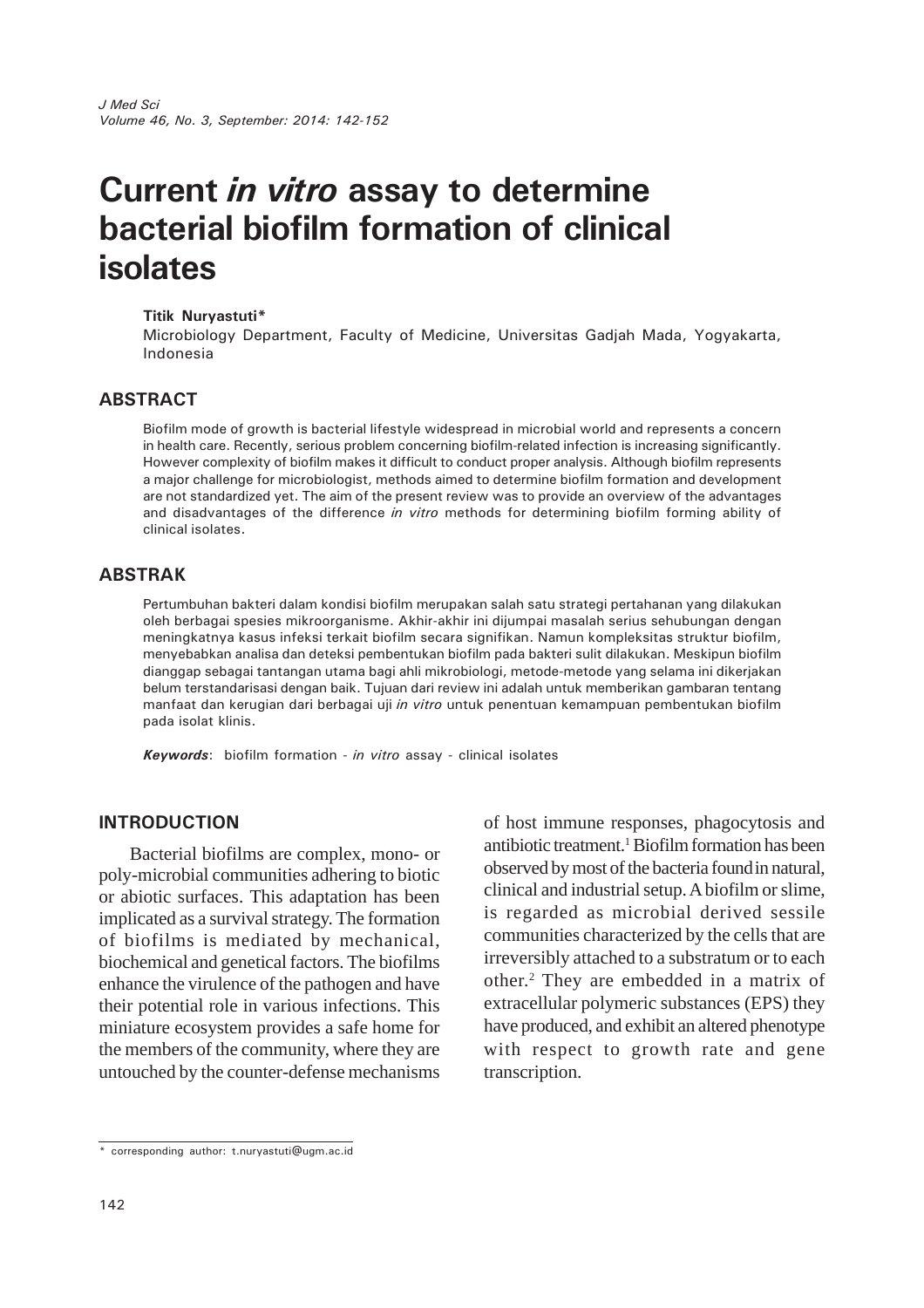# Current *in vitro* assay to determine bacterial biofilm formation of clinical isolates

**Titik Nuryastuti***

Microbiology Department, Faculty of Medicine, Universitas Gadjah Mada, Yogyakarta, Indonesia

## ABSTRACT

Biofilm mode of growth is bacterial lifestyle widespread in microbial world and represents a concern in health care. Recently, serious problem concerning biofilm-related infection is increasing significantly. However complexity of biofilm makes it difficult to conduct proper analysis. Although biofilm represents a major challenge for microbiologist, methods aimed to determine biofilm formation and development are not standardized yet. The aim of the present review was to provide an overview of the advantages and disadvantages of the difference *in vitro* methods for determining biofilm forming ability of clinical isolates.

## ABSTRAK

Pertumbuhan bakteri dalam kondisi biofilm merupakan salah satu strategi pertahanan yang dilakukan oleh berbagai spesies mikroorganisme. Akhir-akhir ini dijumpai masalah serius sehubungan dengan meningkatnya kasus infeksi terkait biofilm secara signifikan. Namun kompleksitas struktur biofilm, menyebabkan analisa dan deteksi pembentukan biofilm pada bakteri sulit dilakukan. Meskipun biofilm dianggap sebagai tantangan utama bagi ahli mikrobiologi, metode-metode yang selama ini dikerjakan belum terstandarisasi dengan baik. Tujuan dari review ini adalah untuk memberikan gambaran tentang manfaat dan kerugian dari berbagai uji *in vitro* untuk penentuan kemampuan pembentukan biofilm pada isolat klinis.

***Keywords***: biofilm formation - *in vitro* assay - clinical isolates

## INTRODUCTION

Bacterial biofilms are complex, mono- or poly-microbial communities adhering to biotic or abiotic surfaces. This adaptation has been implicated as a survival strategy. The formation of biofilms is mediated by mechanical, biochemical and genetical factors. The biofilms enhance the virulence of the pathogen and have their potential role in various infections. This miniature ecosystem provides a safe home for the members of the community, where they are untouched by the counter-defense mechanisms of host immune responses, phagocytosis and antibiotic treatment.[1] Biofilm formation has been observed by most of the bacteria found in natural, clinical and industrial setup. A biofilm or slime, is regarded as microbial derived sessile communities characterized by the cells that are irreversibly attached to a substratum or to each other.[2] They are embedded in a matrix of extracellular polymeric substances (EPS) they have produced, and exhibit an altered phenotype with respect to growth rate and gene transcription.

\* corresponding author: t.nuryastuti@ugm.ac.id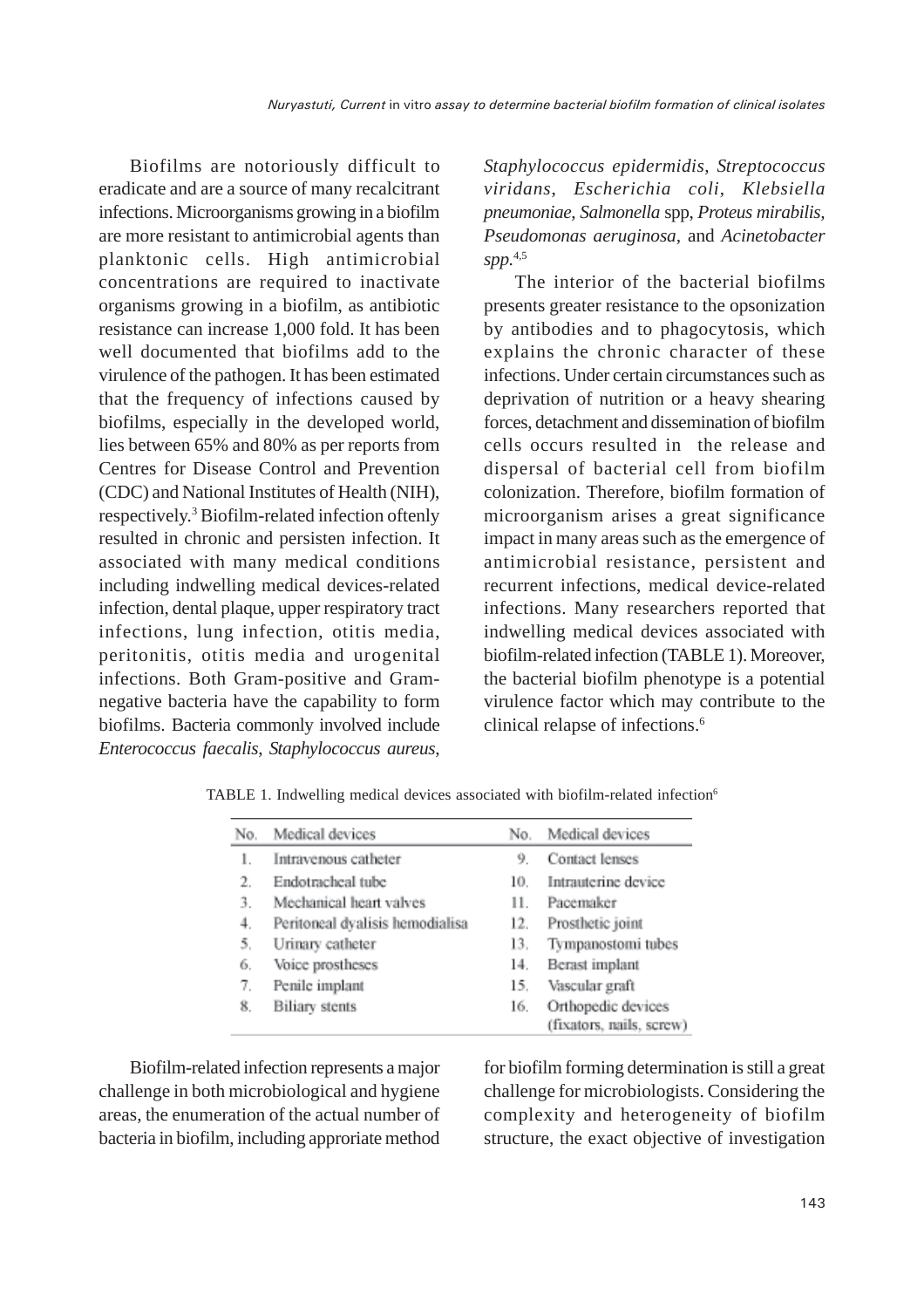Biofilms are notoriously difficult to eradicate and are a source of many recalcitrant infections. Microorganisms growing in a biofilm are more resistant to antimicrobial agents than planktonic cells. High antimicrobial concentrations are required to inactivate organisms growing in a biofilm, as antibiotic resistance can increase 1,000 fold. It has been well documented that biofilms add to the virulence of the pathogen. It has been estimated that the frequency of infections caused by biofilms, especially in the developed world, lies between 65% and 80% as per reports from Centres for Disease Control and Prevention (CDC) and National Institutes of Health (NIH), respectively.[3] Biofilm-related infection oftenly resulted in chronic and persisten infection. It associated with many medical conditions including indwelling medical devices-related infection, dental plaque, upper respiratory tract infections, lung infection, otitis media, peritonitis, otitis media and urogenital infections. Both Gram-positive and Gram-negative bacteria have the capability to form biofilms. Bacteria commonly involved include *Enterococcus faecalis*, *Staphylococcus aureus*, *Staphylococcus epidermidis*, *Streptococcus viridans*, *Escherichia coli*, *Klebsiella pneumoniae*, *Salmonella* spp, *Proteus mirabilis*, *Pseudomonas aeruginosa*, and *Acinetobacter spp.*[4,5]

The interior of the bacterial biofilms presents greater resistance to the opsonization by antibodies and to phagocytosis, which explains the chronic character of these infections. Under certain circumstances such as deprivation of nutrition or a heavy shearing forces, detachment and dissemination of biofilm cells occurs resulted in the release and dispersal of bacterial cell from biofilm colonization. Therefore, biofilm formation of microorganism arises a great significance impact in many areas such as the emergence of antimicrobial resistance, persistent and recurrent infections, medical device-related infections. Many researchers reported that indwelling medical devices associated with biofilm-related infection (TABLE 1). Moreover, the bacterial biofilm phenotype is a potential virulence factor which may contribute to the clinical relapse of infections.[6]

TABLE 1. Indwelling medical devices associated with biofilm-related infection[6]

| No. | Medical devices | No. | Medical devices |
|---|---|---|---|
| 1. | Intravenous catheter | 9. | Contact lenses |
| 2. | Endotracheal tube | 10. | Intrauterine device |
| 3. | Mechanical heart valves | 11. | Pacemaker |
| 4. | Peritoneal dyalisis hemodialisa | 12. | Prosthetic joint |
| 5. | Urinary catheter | 13. | Tympanostomi tubes |
| 6. | Voice prostheses | 14. | Berast implant |
| 7. | Penile implant | 15. | Vascular graft |
| 8. | Biliary stents | 16. | Orthopedic devices (fixators, nails, screw) |

Biofilm-related infection represents a major challenge in both microbiological and hygiene areas, the enumeration of the actual number of bacteria in biofilm, including approriate method for biofilm forming determination is still a great challenge for microbiologists. Considering the complexity and heterogeneity of biofilm structure, the exact objective of investigation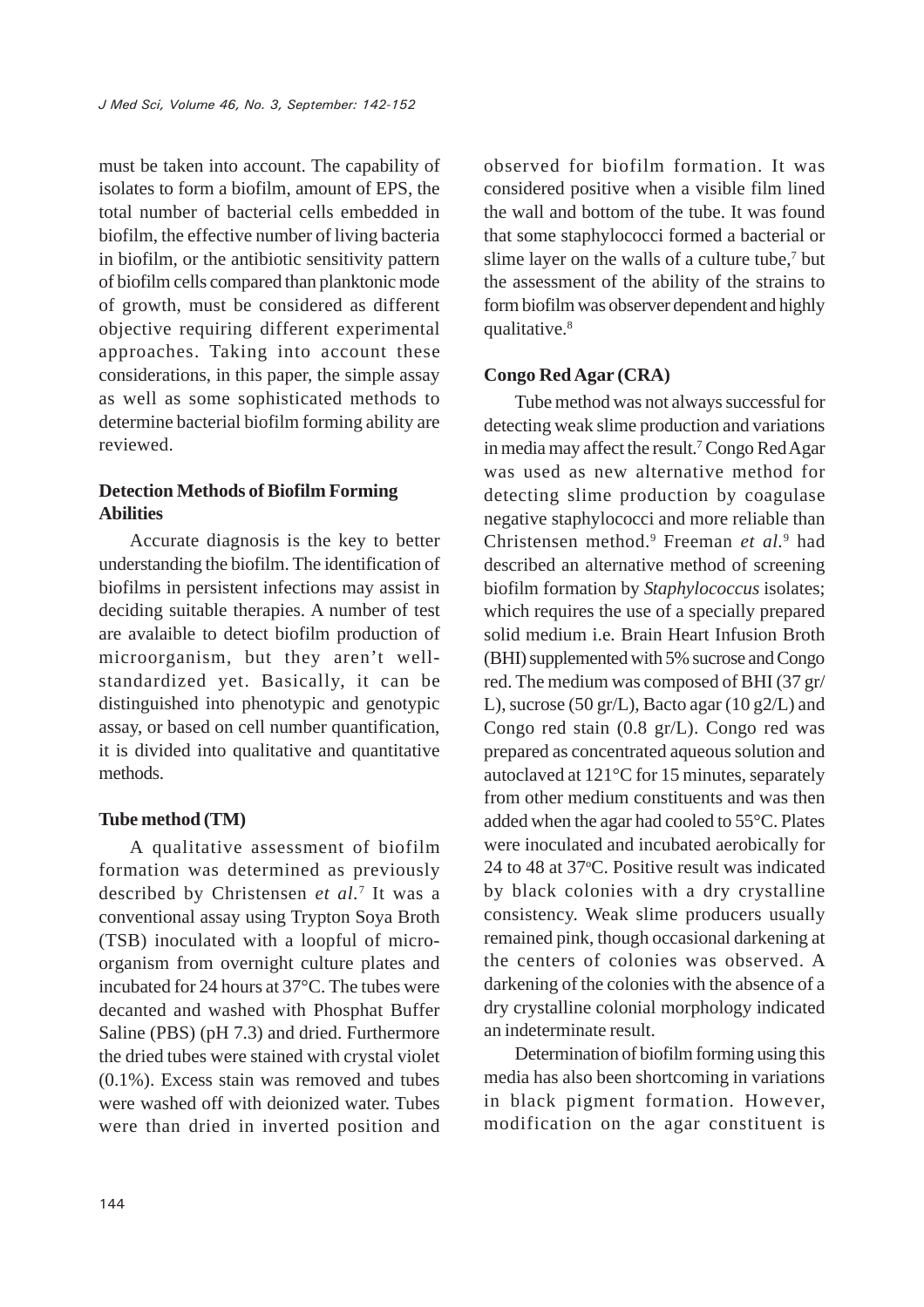must be taken into account. The capability of isolates to form a biofilm, amount of EPS, the total number of bacterial cells embedded in biofilm, the effective number of living bacteria in biofilm, or the antibiotic sensitivity pattern of biofilm cells compared than planktonic mode of growth, must be considered as different objective requiring different experimental approaches. Taking into account these considerations, in this paper, the simple assay as well as some sophisticated methods to determine bacterial biofilm forming ability are reviewed.

**Detection Methods of Biofilm Forming Abilities**

Accurate diagnosis is the key to better understanding the biofilm. The identification of biofilms in persistent infections may assist in deciding suitable therapies. A number of test are avalaible to detect biofilm production of microorganism, but they aren't well-standardized yet. Basically, it can be distinguished into phenotypic and genotypic assay, or based on cell number quantification, it is divided into qualitative and quantitative methods.

**Tube method (TM)**

A qualitative assessment of biofilm formation was determined as previously described by Christensen *et al*.[7] It was a conventional assay using Trypton Soya Broth (TSB) inoculated with a loopful of micro-organism from overnight culture plates and incubated for 24 hours at 37°C. The tubes were decanted and washed with Phosphat Buffer Saline (PBS) (pH 7.3) and dried. Furthermore the dried tubes were stained with crystal violet (0.1%). Excess stain was removed and tubes were washed off with deionized water. Tubes were than dried in inverted position and observed for biofilm formation. It was considered positive when a visible film lined the wall and bottom of the tube. It was found that some staphylococci formed a bacterial or slime layer on the walls of a culture tube,[7] but the assessment of the ability of the strains to form biofilm was observer dependent and highly qualitative.[8]

**Congo Red Agar (CRA)**

Tube method was not always successful for detecting weak slime production and variations in media may affect the result.[7] Congo Red Agar was used as new alternative method for detecting slime production by coagulase negative staphylococci and more reliable than Christensen method.[9] Freeman *et al*.[9] had described an alternative method of screening biofilm formation by *Staphylococcus* isolates; which requires the use of a specially prepared solid medium i.e. Brain Heart Infusion Broth (BHI) supplemented with 5% sucrose and Congo red. The medium was composed of BHI (37 gr/L), sucrose (50 gr/L), Bacto agar (10 g2/L) and Congo red stain (0.8 gr/L). Congo red was prepared as concentrated aqueous solution and autoclaved at 121°C for 15 minutes, separately from other medium constituents and was then added when the agar had cooled to 55°C. Plates were inoculated and incubated aerobically for 24 to 48 at 37°C. Positive result was indicated by black colonies with a dry crystalline consistency. Weak slime producers usually remained pink, though occasional darkening at the centers of colonies was observed. A darkening of the colonies with the absence of a dry crystalline colonial morphology indicated an indeterminate result.

Determination of biofilm forming using this media has also been shortcoming in variations in black pigment formation. However, modification on the agar constituent is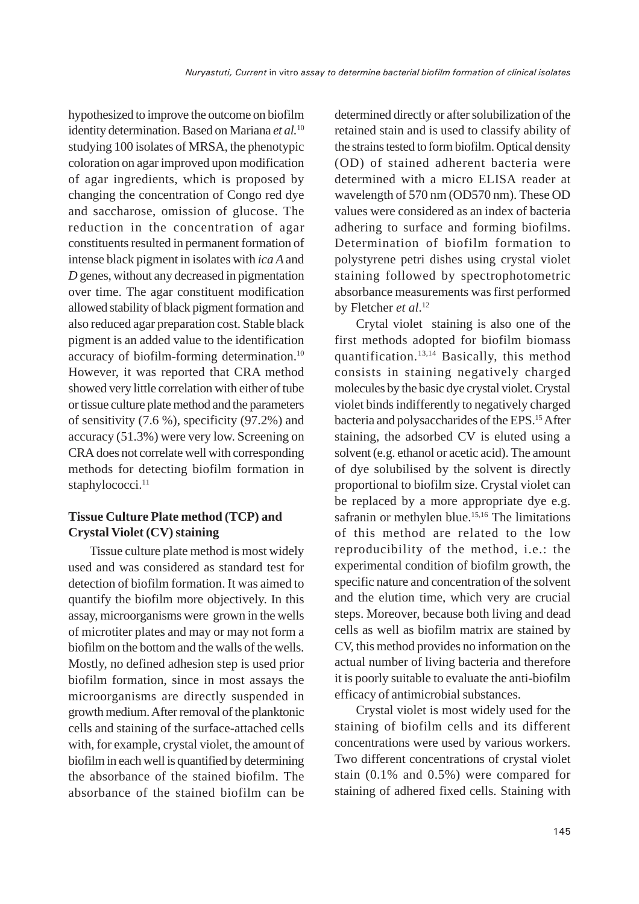hypothesized to improve the outcome on biofilm identity determination. Based on Mariana *et al.*[10] studying 100 isolates of MRSA, the phenotypic coloration on agar improved upon modification of agar ingredients, which is proposed by changing the concentration of Congo red dye and saccharose, omission of glucose. The reduction in the concentration of agar constituents resulted in permanent formation of intense black pigment in isolates with *ica A* and *D* genes, without any decreased in pigmentation over time. The agar constituent modification allowed stability of black pigment formation and also reduced agar preparation cost. Stable black pigment is an added value to the identification accuracy of biofilm-forming determination.[10] However, it was reported that CRA method showed very little correlation with either of tube or tissue culture plate method and the parameters of sensitivity (7.6 %), specificity (97.2%) and accuracy (51.3%) were very low. Screening on CRA does not correlate well with corresponding methods for detecting biofilm formation in staphylococci.[11]

## Tissue Culture Plate method (TCP) and Crystal Violet (CV) staining

Tissue culture plate method is most widely used and was considered as standard test for detection of biofilm formation. It was aimed to quantify the biofilm more objectively. In this assay, microorganisms were grown in the wells of microtiter plates and may or may not form a biofilm on the bottom and the walls of the wells. Mostly, no defined adhesion step is used prior biofilm formation, since in most assays the microorganisms are directly suspended in growth medium. After removal of the planktonic cells and staining of the surface-attached cells with, for example, crystal violet, the amount of biofilm in each well is quantified by determining the absorbance of the stained biofilm. The absorbance of the stained biofilm can be determined directly or after solubilization of the retained stain and is used to classify ability of the strains tested to form biofilm. Optical density (OD) of stained adherent bacteria were determined with a micro ELISA reader at wavelength of 570 nm (OD570 nm). These OD values were considered as an index of bacteria adhering to surface and forming biofilms. Determination of biofilm formation to polystyrene petri dishes using crystal violet staining followed by spectrophotometric absorbance measurements was first performed by Fletcher *et al*.[12]

Crytal violet staining is also one of the first methods adopted for biofilm biomass quantification.[13,14] Basically, this method consists in staining negatively charged molecules by the basic dye crystal violet. Crystal violet binds indifferently to negatively charged bacteria and polysaccharides of the EPS.[15] After staining, the adsorbed CV is eluted using a solvent (e.g. ethanol or acetic acid). The amount of dye solubilised by the solvent is directly proportional to biofilm size. Crystal violet can be replaced by a more appropriate dye e.g. safranin or methylen blue.[15,16] The limitations of this method are related to the low reproducibility of the method, i.e.: the experimental condition of biofilm growth, the specific nature and concentration of the solvent and the elution time, which very are crucial steps. Moreover, because both living and dead cells as well as biofilm matrix are stained by CV, this method provides no information on the actual number of living bacteria and therefore it is poorly suitable to evaluate the anti-biofilm efficacy of antimicrobial substances.

Crystal violet is most widely used for the staining of biofilm cells and its different concentrations were used by various workers. Two different concentrations of crystal violet stain (0.1% and 0.5%) were compared for staining of adhered fixed cells. Staining with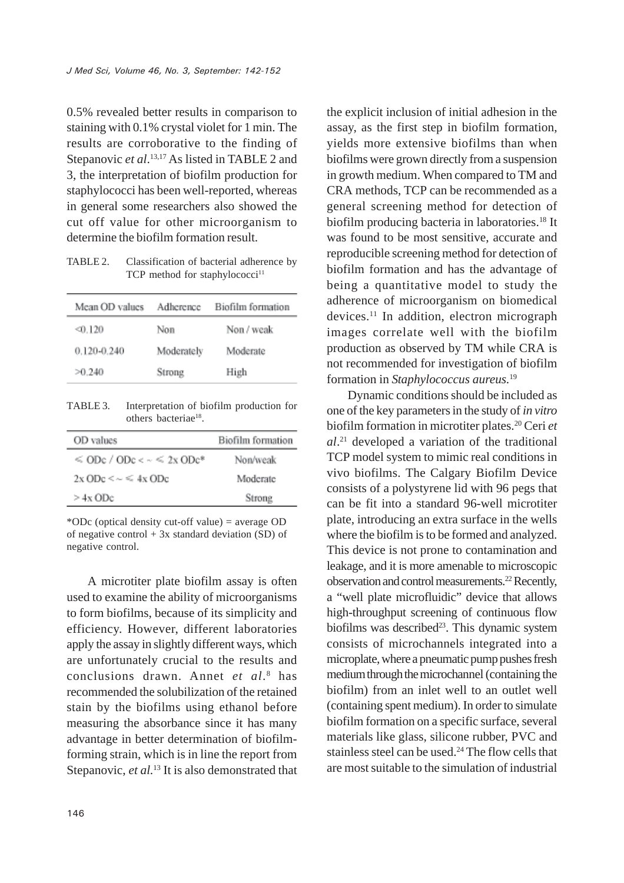0.5% revealed better results in comparison to staining with 0.1% crystal violet for 1 min. The results are corroborative to the finding of Stepanovic *et al*.[13,17] As listed in TABLE 2 and 3, the interpretation of biofilm production for staphylococci has been well-reported, whereas in general some researchers also showed the cut off value for other microorganism to determine the biofilm formation result.

TABLE 2. Classification of bacterial adherence by TCP method for staphylococci[11]

| Mean OD values | Adherence | Biofilm formation |
|---|---|---|
| <0.120 | Non | Non / weak |
| 0.120-0.240 | Moderately | Moderate |
| >0.240 | Strong | High |

TABLE 3. Interpretation of biofilm production for others bacteriae[18].

| OD values | Biofilm formation |
|---|---|
| ≤ ODc / ODc < ~ ≤ 2x ODc* | Non/weak |
| 2x ODc < ~ ≤ 4x ODc | Moderate |
| > 4x ODc | Strong |

*ODc (optical density cut-off value) = average OD of negative control + 3x standard deviation (SD) of negative control.

A microtiter plate biofilm assay is often used to examine the ability of microorganisms to form biofilms, because of its simplicity and efficiency. However, different laboratories apply the assay in slightly different ways, which are unfortunately crucial to the results and conclusions drawn. Annet *et al*.[8] has recommended the solubilization of the retained stain by the biofilms using ethanol before measuring the absorbance since it has many advantage in better determination of biofilm-forming strain, which is in line the report from Stepanovic, *et al.*[13] It is also demonstrated that the explicit inclusion of initial adhesion in the assay, as the first step in biofilm formation, yields more extensive biofilms than when biofilms were grown directly from a suspension in growth medium. When compared to TM and CRA methods, TCP can be recommended as a general screening method for detection of biofilm producing bacteria in laboratories.[18] It was found to be most sensitive, accurate and reproducible screening method for detection of biofilm formation and has the advantage of being a quantitative model to study the adherence of microorganism on biomedical devices.[11] In addition, electron micrograph images correlate well with the biofilm production as observed by TM while CRA is not recommended for investigation of biofilm formation in *Staphylococcus aureus*.[19]

Dynamic conditions should be included as one of the key parameters in the study of *in vitro* biofilm formation in microtiter plates.[20] Ceri *et al*.[21] developed a variation of the traditional TCP model system to mimic real conditions in vivo biofilms. The Calgary Biofilm Device consists of a polystyrene lid with 96 pegs that can be fit into a standard 96-well microtiter plate, introducing an extra surface in the wells where the biofilm is to be formed and analyzed. This device is not prone to contamination and leakage, and it is more amenable to microscopic observation and control measurements.[22] Recently, a "well plate microfluidic" device that allows high-throughput screening of continuous flow biofilms was described[23]. This dynamic system consists of microchannels integrated into a microplate, where a pneumatic pump pushes fresh medium through the microchannel (containing the biofilm) from an inlet well to an outlet well (containing spent medium). In order to simulate biofilm formation on a specific surface, several materials like glass, silicone rubber, PVC and stainless steel can be used.[24] The flow cells that are most suitable to the simulation of industrial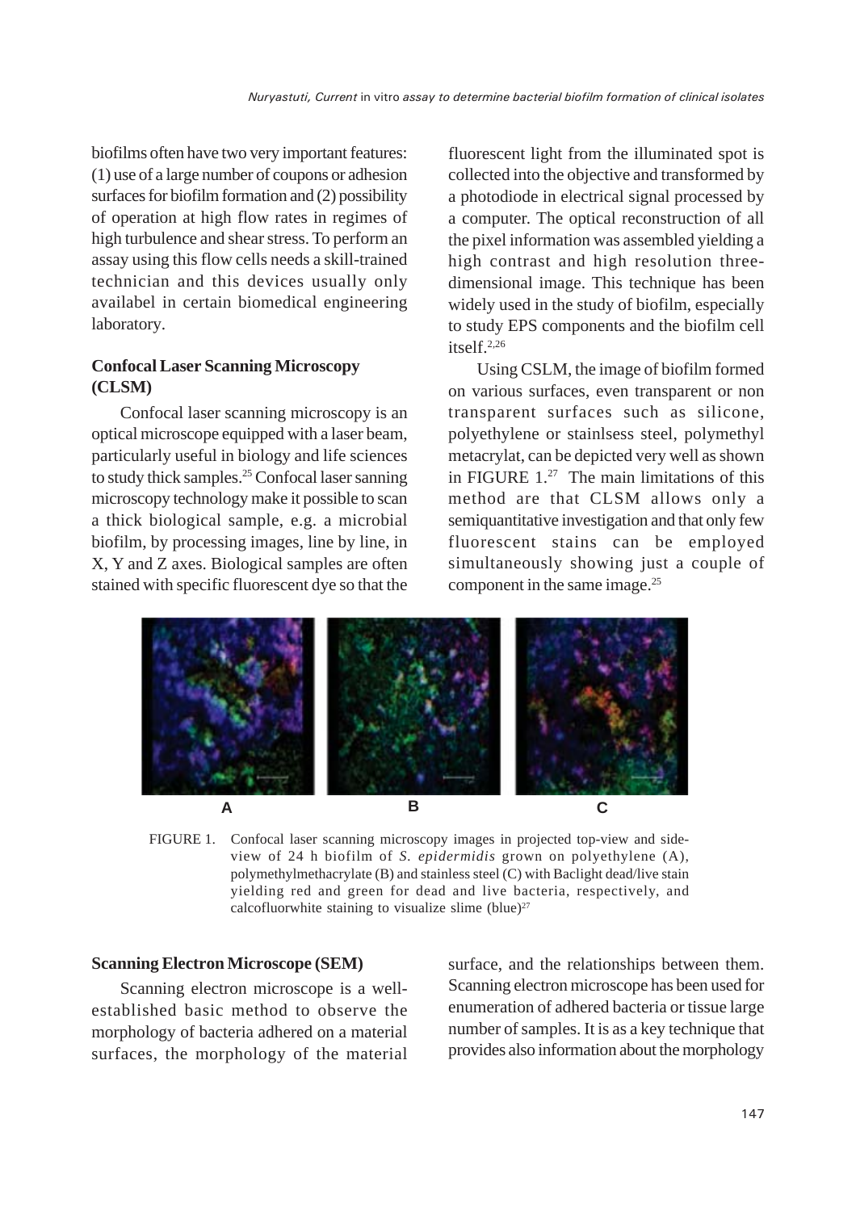biofilms often have two very important features: (1) use of a large number of coupons or adhesion surfaces for biofilm formation and (2) possibility of operation at high flow rates in regimes of high turbulence and shear stress. To perform an assay using this flow cells needs a skill-trained technician and this devices usually only availabel in certain biomedical engineering laboratory.

## Confocal Laser Scanning Microscopy (CLSM)

Confocal laser scanning microscopy is an optical microscope equipped with a laser beam, particularly useful in biology and life sciences to study thick samples.[25] Confocal laser sanning microscopy technology make it possible to scan a thick biological sample, e.g. a microbial biofilm, by processing images, line by line, in X, Y and Z axes. Biological samples are often stained with specific fluorescent dye so that the fluorescent light from the illuminated spot is collected into the objective and transformed by a photodiode in electrical signal processed by a computer. The optical reconstruction of all the pixel information was assembled yielding a high contrast and high resolution three-dimensional image. This technique has been widely used in the study of biofilm, especially to study EPS components and the biofilm cell itself.[2,26]

Using CSLM, the image of biofilm formed on various surfaces, even transparent or non transparent surfaces such as silicone, polyethylene or stainlsess steel, polymethyl metacrylat, can be depicted very well as shown in FIGURE 1.[27] The main limitations of this method are that CLSM allows only a semiquantitative investigation and that only few fluorescent stains can be employed simultaneously showing just a couple of component in the same image.[25]

FIGURE 1. Confocal laser scanning microscopy images in projected top-view and side-view of 24 h biofilm of *S. epidermidis* grown on polyethylene (A), polymethylmethacrylate (B) and stainless steel (C) with Baclight dead/live stain yielding red and green for dead and live bacteria, respectively, and calcofluorwhite staining to visualize slime (blue)[27]

## Scanning Electron Microscope (SEM)

Scanning electron microscope is a well-established basic method to observe the morphology of bacteria adhered on a material surfaces, the morphology of the material surface, and the relationships between them. Scanning electron microscope has been used for enumeration of adhered bacteria or tissue large number of samples. It is as a key technique that provides also information about the morphology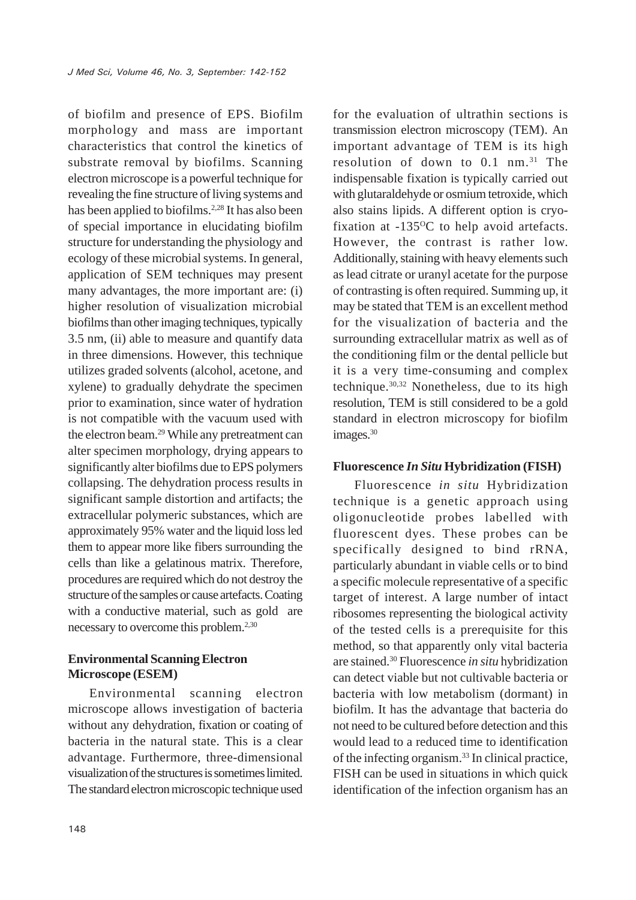of biofilm and presence of EPS. Biofilm morphology and mass are important characteristics that control the kinetics of substrate removal by biofilms. Scanning electron microscope is a powerful technique for revealing the fine structure of living systems and has been applied to biofilms.[2,28] It has also been of special importance in elucidating biofilm structure for understanding the physiology and ecology of these microbial systems. In general, application of SEM techniques may present many advantages, the more important are: (i) higher resolution of visualization microbial biofilms than other imaging techniques, typically 3.5 nm, (ii) able to measure and quantify data in three dimensions. However, this technique utilizes graded solvents (alcohol, acetone, and xylene) to gradually dehydrate the specimen prior to examination, since water of hydration is not compatible with the vacuum used with the electron beam.[29] While any pretreatment can alter specimen morphology, drying appears to significantly alter biofilms due to EPS polymers collapsing. The dehydration process results in significant sample distortion and artifacts; the extracellular polymeric substances, which are approximately 95% water and the liquid loss led them to appear more like fibers surrounding the cells than like a gelatinous matrix. Therefore, procedures are required which do not destroy the structure of the samples or cause artefacts. Coating with a conductive material, such as gold are necessary to overcome this problem.[2,30]

## Environmental Scanning Electron Microscope (ESEM)

Environmental scanning electron microscope allows investigation of bacteria without any dehydration, fixation or coating of bacteria in the natural state. This is a clear advantage. Furthermore, three-dimensional visualization of the structures is sometimes limited. The standard electron microscopic technique used for the evaluation of ultrathin sections is transmission electron microscopy (TEM). An important advantage of TEM is its high resolution of down to 0.1 nm.[31] The indispensable fixation is typically carried out with glutaraldehyde or osmium tetroxide, which also stains lipids. A different option is cryo-fixation at -135$^{O}$C to help avoid artefacts. However, the contrast is rather low. Additionally, staining with heavy elements such as lead citrate or uranyl acetate for the purpose of contrasting is often required. Summing up, it may be stated that TEM is an excellent method for the visualization of bacteria and the surrounding extracellular matrix as well as of the conditioning film or the dental pellicle but it is a very time-consuming and complex technique.[30,32] Nonetheless, due to its high resolution, TEM is still considered to be a gold standard in electron microscopy for biofilm images.[30]

## Fluorescence *In Situ* Hybridization (FISH)

Fluorescence *in situ* Hybridization technique is a genetic approach using oligonucleotide probes labelled with fluorescent dyes. These probes can be specifically designed to bind rRNA, particularly abundant in viable cells or to bind a specific molecule representative of a specific target of interest. A large number of intact ribosomes representing the biological activity of the tested cells is a prerequisite for this method, so that apparently only vital bacteria are stained.[30] Fluorescence *in situ* hybridization can detect viable but not cultivable bacteria or bacteria with low metabolism (dormant) in biofilm. It has the advantage that bacteria do not need to be cultured before detection and this would lead to a reduced time to identification of the infecting organism.[33] In clinical practice, FISH can be used in situations in which quick identification of the infection organism has an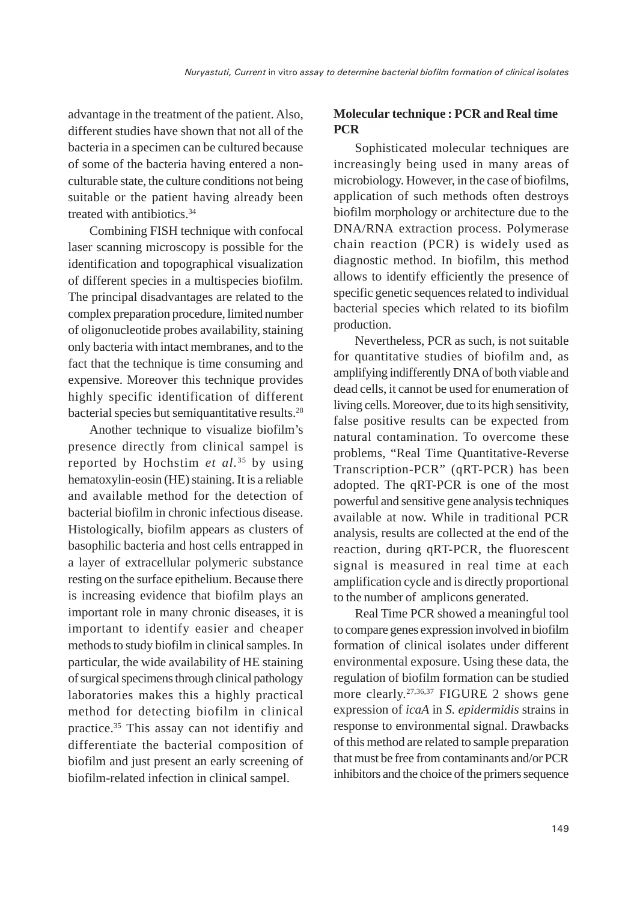advantage in the treatment of the patient. Also, different studies have shown that not all of the bacteria in a specimen can be cultured because of some of the bacteria having entered a non-culturable state, the culture conditions not being suitable or the patient having already been treated with antibiotics.[34]

Combining FISH technique with confocal laser scanning microscopy is possible for the identification and topographical visualization of different species in a multispecies biofilm. The principal disadvantages are related to the complex preparation procedure, limited number of oligonucleotide probes availability, staining only bacteria with intact membranes, and to the fact that the technique is time consuming and expensive. Moreover this technique provides highly specific identification of different bacterial species but semiquantitative results.[28]

Another technique to visualize biofilm's presence directly from clinical sampel is reported by Hochstim *et al*.[35] by using hematoxylin-eosin (HE) staining. It is a reliable and available method for the detection of bacterial biofilm in chronic infectious disease. Histologically, biofilm appears as clusters of basophilic bacteria and host cells entrapped in a layer of extracellular polymeric substance resting on the surface epithelium. Because there is increasing evidence that biofilm plays an important role in many chronic diseases, it is important to identify easier and cheaper methods to study biofilm in clinical samples. In particular, the wide availability of HE staining of surgical specimens through clinical pathology laboratories makes this a highly practical method for detecting biofilm in clinical practice.[35] This assay can not identifiy and differentiate the bacterial composition of biofilm and just present an early screening of biofilm-related infection in clinical sampel.

## Molecular technique : PCR and Real time PCR

Sophisticated molecular techniques are increasingly being used in many areas of microbiology. However, in the case of biofilms, application of such methods often destroys biofilm morphology or architecture due to the DNA/RNA extraction process. Polymerase chain reaction (PCR) is widely used as diagnostic method. In biofilm, this method allows to identify efficiently the presence of specific genetic sequences related to individual bacterial species which related to its biofilm production.

Nevertheless, PCR as such, is not suitable for quantitative studies of biofilm and, as amplifying indifferently DNA of both viable and dead cells, it cannot be used for enumeration of living cells. Moreover, due to its high sensitivity, false positive results can be expected from natural contamination. To overcome these problems, "Real Time Quantitative-Reverse Transcription-PCR" (qRT-PCR) has been adopted. The qRT-PCR is one of the most powerful and sensitive gene analysis techniques available at now. While in traditional PCR analysis, results are collected at the end of the reaction, during qRT-PCR, the fluorescent signal is measured in real time at each amplification cycle and is directly proportional to the number of amplicons generated.

Real Time PCR showed a meaningful tool to compare genes expression involved in biofilm formation of clinical isolates under different environmental exposure. Using these data, the regulation of biofilm formation can be studied more clearly.[27,36,37] FIGURE 2 shows gene expression of *icaA* in *S. epidermidis* strains in response to environmental signal. Drawbacks of this method are related to sample preparation that must be free from contaminants and/or PCR inhibitors and the choice of the primers sequence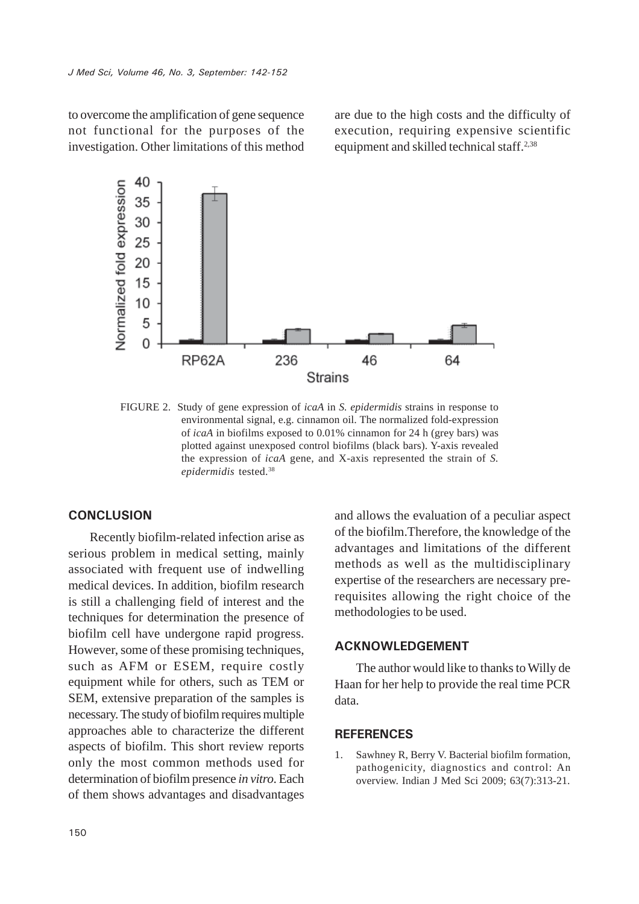to overcome the amplification of gene sequence not functional for the purposes of the investigation. Other limitations of this method are due to the high costs and the difficulty of execution, requiring expensive scientific equipment and skilled technical staff.[2,38]

FIGURE 2. Study of gene expression of *icaA* in *S. epidermidis* strains in response to environmental signal, e.g. cinnamon oil. The normalized fold-expression of *icaA* in biofilms exposed to 0.01% cinnamon for 24 h (grey bars) was plotted against unexposed control biofilms (black bars). Y-axis revealed the expression of *icaA* gene, and X-axis represented the strain of *S. epidermidis* tested.[38]

## CONCLUSION

Recently biofilm-related infection arise as serious problem in medical setting, mainly associated with frequent use of indwelling medical devices. In addition, biofilm research is still a challenging field of interest and the techniques for determination the presence of biofilm cell have undergone rapid progress. However, some of these promising techniques, such as AFM or ESEM, require costly equipment while for others, such as TEM or SEM, extensive preparation of the samples is necessary. The study of biofilm requires multiple approaches able to characterize the different aspects of biofilm. This short review reports only the most common methods used for determination of biofilm presence *in vitro*. Each of them shows advantages and disadvantages and allows the evaluation of a peculiar aspect of the biofilm.Therefore, the knowledge of the advantages and limitations of the different methods as well as the multidisciplinary expertise of the researchers are necessary pre-requisites allowing the right choice of the methodologies to be used.

## ACKNOWLEDGEMENT

The author would like to thanks to Willy de Haan for her help to provide the real time PCR data.

## REFERENCES

1. Sawhney R, Berry V. Bacterial biofilm formation, pathogenicity, diagnostics and control: An overview. Indian J Med Sci 2009; 63(7):313-21.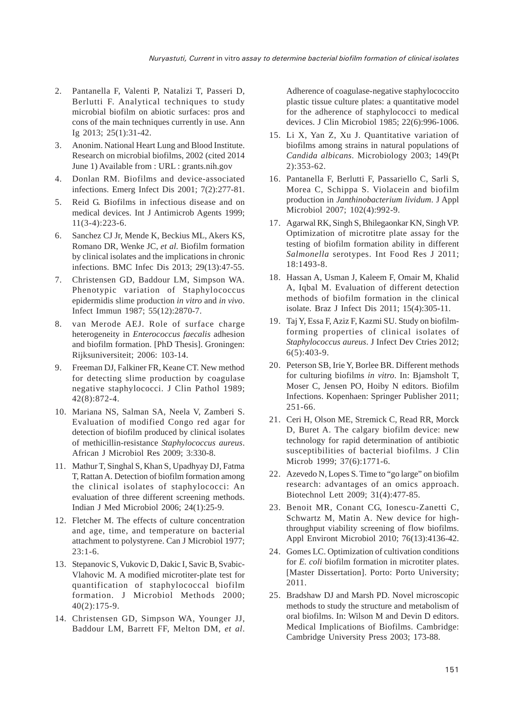2. Pantanella F, Valenti P, Natalizi T, Passeri D, Berlutti F. Analytical techniques to study microbial biofilm on abiotic surfaces: pros and cons of the main techniques currently in use. Ann Ig 2013; 25(1):31-42.
3. Anonim. National Heart Lung and Blood Institute. Research on microbial biofilms, 2002 (cited 2014 June 1) Available from : URL : grants.nih.gov
4. Donlan RM. Biofilms and device-associated infections. Emerg Infect Dis 2001; 7(2):277-81.
5. Reid G. Biofilms in infectious disease and on medical devices. Int J Antimicrob Agents 1999; 11(3-4):223-6.
6. Sanchez CJ Jr, Mende K, Beckius ML, Akers KS, Romano DR, Wenke JC, *et al.* Biofilm formation by clinical isolates and the implications in chronic infections. BMC Infec Dis 2013; 29(13):47-55.
7. Christensen GD, Baddour LM, Simpson WA. Phenotypic variation of Staphylococcus epidermidis slime production *in vitro* and *in vivo*. Infect Immun 1987; 55(12):2870-7.
8. van Merode AEJ. Role of surface charge heterogeneity in *Enterococcus faecalis* adhesion and biofilm formation. [PhD Thesis]. Groningen: Rijksuniversiteit; 2006: 103-14.
9. Freeman DJ, Falkiner FR, Keane CT. New method for detecting slime production by coagulase negative staphylococci. J Clin Pathol 1989; 42(8):872-4.
10. Mariana NS, Salman SA, Neela V, Zamberi S. Evaluation of modified Congo red agar for detection of biofilm produced by clinical isolates of methicillin-resistance *Staphylococcus aureus*. African J Microbiol Res 2009; 3:330-8.
11. Mathur T, Singhal S, Khan S, Upadhyay DJ, Fatma T, Rattan A. Detection of biofilm formation among the clinical isolates of staphylococci: An evaluation of three different screening methods. Indian J Med Microbiol 2006; 24(1):25-9.
12. Fletcher M. The effects of culture concentration and age, time, and temperature on bacterial attachment to polystyrene. Can J Microbiol 1977; 23:1-6.
13. Stepanovic S, Vukovic D, Dakic I, Savic B, Svabic-Vlahovic M. A modified microtiter-plate test for quantification of staphylococcal biofilm formation. J Microbiol Methods 2000; 40(2):175-9.
14. Christensen GD, Simpson WA, Younger JJ, Baddour LM, Barrett FF, Melton DM, *et al*. Adherence of coagulase-negative staphylococcito plastic tissue culture plates: a quantitative model for the adherence of staphylococci to medical devices. J Clin Microbiol 1985; 22(6):996-1006.
15. Li X, Yan Z, Xu J. Quantitative variation of biofilms among strains in natural populations of *Candida albicans*. Microbiology 2003; 149(Pt 2):353-62.
16. Pantanella F, Berlutti F, Passariello C, Sarli S, Morea C, Schippa S. Violacein and biofilm production in *Janthinobacterium lividum*. J Appl Microbiol 2007; 102(4):992-9.
17. Agarwal RK, Singh S, Bhilegaonkar KN, Singh VP. Optimization of microtitre plate assay for the testing of biofilm formation ability in different *Salmonella* serotypes. Int Food Res J 2011; 18:1493-8.
18. Hassan A, Usman J, Kaleem F, Omair M, Khalid A, Iqbal M. Evaluation of different detection methods of biofilm formation in the clinical isolate. Braz J Infect Dis 2011; 15(4):305-11.
19. Taj Y, Essa F, Aziz F, Kazmi SU. Study on biofilm-forming properties of clinical isolates of *Staphylococcus aureus*. J Infect Dev Ctries 2012; 6(5):403-9.
20. Peterson SB, Irie Y, Borlee BR. Different methods for culturing biofilms *in vitro*. In: Bjamsholt T, Moser C, Jensen PO, Hoiby N editors. Biofilm Infections. Kopenhaen: Springer Publisher 2011; 251-66.
21. Ceri H, Olson ME, Stremick C, Read RR, Morck D, Buret A. The calgary biofilm device: new technology for rapid determination of antibiotic susceptibilities of bacterial biofilms. J Clin Microb 1999; 37(6):1771-6.
22. Azevedo N, Lopes S. Time to "go large" on biofilm research: advantages of an omics approach. Biotechnol Lett 2009; 31(4):477-85.
23. Benoit MR, Conant CG, Ionescu-Zanetti C, Schwartz M, Matin A. New device for high-throughput viability screening of flow biofilms. Appl Environt Microbiol 2010; 76(13):4136-42.
24. Gomes LC. Optimization of cultivation conditions for *E. coli* biofilm formation in microtiter plates. [Master Dissertation]. Porto: Porto University; 2011.
25. Bradshaw DJ and Marsh PD. Novel microscopic methods to study the structure and metabolism of oral biofilms. In: Wilson M and Devin D editors. Medical Implications of Biofilms. Cambridge: Cambridge University Press 2003; 173-88.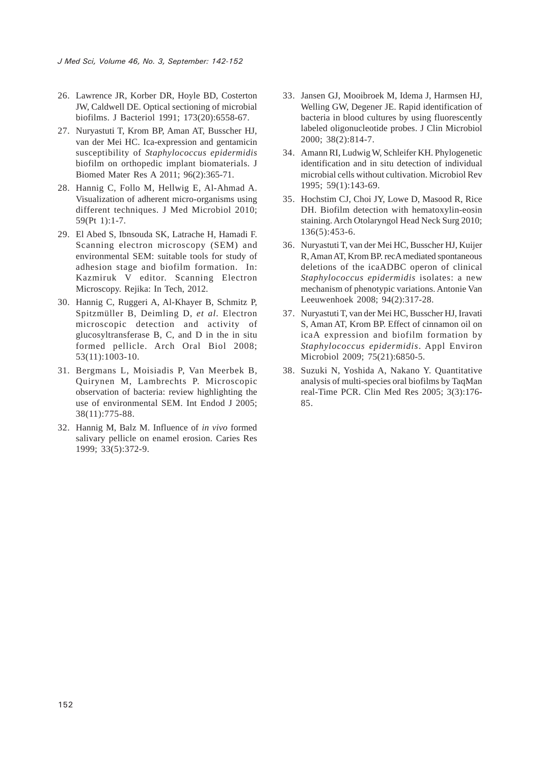26. Lawrence JR, Korber DR, Hoyle BD, Costerton JW, Caldwell DE. Optical sectioning of microbial biofilms. J Bacteriol 1991; 173(20):6558-67.
27. Nuryastuti T, Krom BP, Aman AT, Busscher HJ, van der Mei HC. Ica-expression and gentamicin susceptibility of *Staphylococcus epidermidis* biofilm on orthopedic implant biomaterials. J Biomed Mater Res A 2011; 96(2):365-71.
28. Hannig C, Follo M, Hellwig E, Al-Ahmad A. Visualization of adherent micro-organisms using different techniques. J Med Microbiol 2010; 59(Pt 1):1-7.
29. El Abed S, Ibnsouda SK, Latrache H, Hamadi F. Scanning electron microscopy (SEM) and environmental SEM: suitable tools for study of adhesion stage and biofilm formation. In: Kazmiruk V editor. Scanning Electron Microscopy. Rejika: In Tech, 2012.
30. Hannig C, Ruggeri A, Al-Khayer B, Schmitz P, Spitzmüller B, Deimling D, *et al*. Electron microscopic detection and activity of glucosyltransferase B, C, and D in the in situ formed pellicle. Arch Oral Biol 2008; 53(11):1003-10.
31. Bergmans L, Moisiadis P, Van Meerbek B, Quirynen M, Lambrechts P. Microscopic observation of bacteria: review highlighting the use of environmental SEM. Int Endod J 2005; 38(11):775-88.
32. Hannig M, Balz M. Influence of *in vivo* formed salivary pellicle on enamel erosion. Caries Res 1999; 33(5):372-9.
33. Jansen GJ, Mooibroek M, Idema J, Harmsen HJ, Welling GW, Degener JE. Rapid identification of bacteria in blood cultures by using fluorescently labeled oligonucleotide probes. J Clin Microbiol 2000; 38(2):814-7.
34. Amann RI, Ludwig W, Schleifer KH. Phylogenetic identification and in situ detection of individual microbial cells without cultivation. Microbiol Rev 1995; 59(1):143-69.
35. Hochstim CJ, Choi JY, Lowe D, Masood R, Rice DH. Biofilm detection with hematoxylin-eosin staining. Arch Otolaryngol Head Neck Surg 2010; 136(5):453-6.
36. Nuryastuti T, van der Mei HC, Busscher HJ, Kuijer R, Aman AT, Krom BP. recA mediated spontaneous deletions of the icaADBC operon of clinical *Staphylococcus epidermidis* isolates: a new mechanism of phenotypic variations. Antonie Van Leeuwenhoek 2008; 94(2):317-28.
37. Nuryastuti T, van der Mei HC, Busscher HJ, Iravati S, Aman AT, Krom BP. Effect of cinnamon oil on icaA expression and biofilm formation by *Staphylococcus epidermidis*. Appl Environ Microbiol 2009; 75(21):6850-5.
38. Suzuki N, Yoshida A, Nakano Y. Quantitative analysis of multi-species oral biofilms by TaqMan real-Time PCR. Clin Med Res 2005; 3(3):176-85.